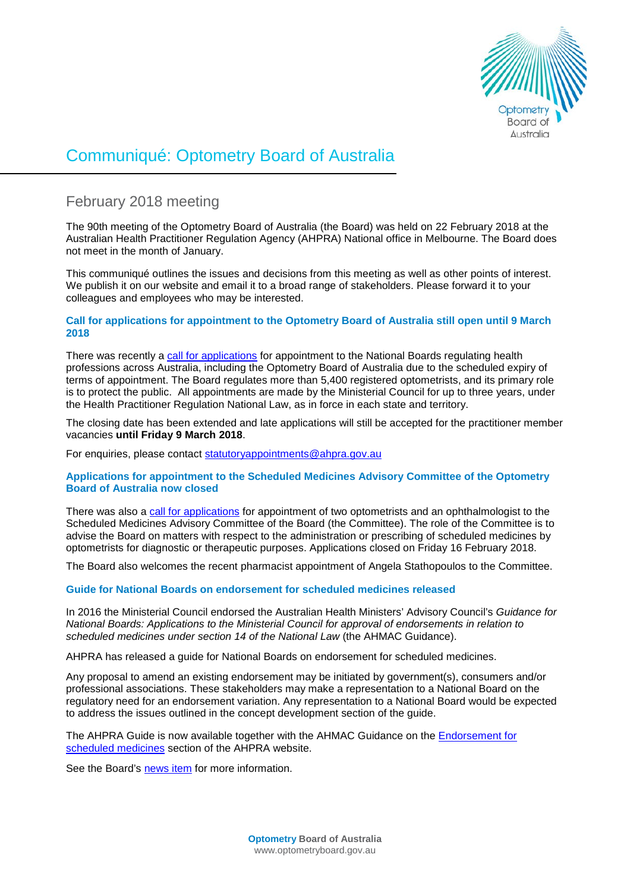# Communiqué: Optometry Board of Australia

## February 2018 meeting

The 90th meeting of the Optometry Board of Australia (the Board) was held on 22 February 2018 at the Australian Health Practitioner Regulation Agency (AHPRA) National office in Melbourne. The Board does not meet in the month of January.

This communiqué outlines the issues and decisions from this meeting as well as other points of interest. We publish it on our website and email it to a broad range of stakeholders. Please forward it to your colleagues and employees who may be interested.

### Call for applications for appointment to the Optometry Board of Australia still open until 9 March 2018

There was recently a call for applications for appointment to the National Boards regulating health professions across Australia, including the Optometry Board of Australia due to the scheduled expiry of terms of appointment. The Board regulates more than 5,400 registered optometrists, and its primary role is to protect the public. All appointments are made by the Ministerial Council for up to three years, under the Health Practitioner Regulation National Law, as in force in each state and territory.

The closing date has been extended and late applications will still be accepted for the practitioner member vacancies **until Friday 9 March 2018**.

For enquiries, please contact statutoryappointments@ahpra.gov.au

### Applications for appointment to the Scheduled Medicines Advisory Committee of the Optometry Board of Australia now closed

There was also a call for applications for appointment of two optometrists and an ophthalmologist to the Scheduled Medicines Advisory Committee of the Board (the Committee). The role of the Committee is to advise the Board on matters with respect to the administration or prescribing of scheduled medicines by optometrists for diagnostic or therapeutic purposes. Applications closed on Friday 16 February 2018.

The Board also welcomes the recent pharmacist appointment of Angela Stathopoulos to the Committee.

### Guide for National Boards on endorsement for scheduled medicines released

In 2016 the Ministerial Council endorsed the Australian Health Ministers' Advisory Council's *Guidance for National Boards: Applications to the Ministerial Council for approval of endorsements in relation to scheduled medicines under section 14 of the National Law* (the AHMAC Guidance).

AHPRA has released a guide for National Boards on endorsement for scheduled medicines.

Any proposal to amend an existing endorsement may be initiated by government(s), consumers and/or professional associations. These stakeholders may make a representation to a National Board on the regulatory need for an endorsement variation. Any representation to a National Board would be expected to address the issues outlined in the concept development section of the guide.

The AHPRA Guide is now available together with the AHMAC Guidance on the Endorsement for scheduled medicines section of the AHPRA website.

See the Board's news item for more information.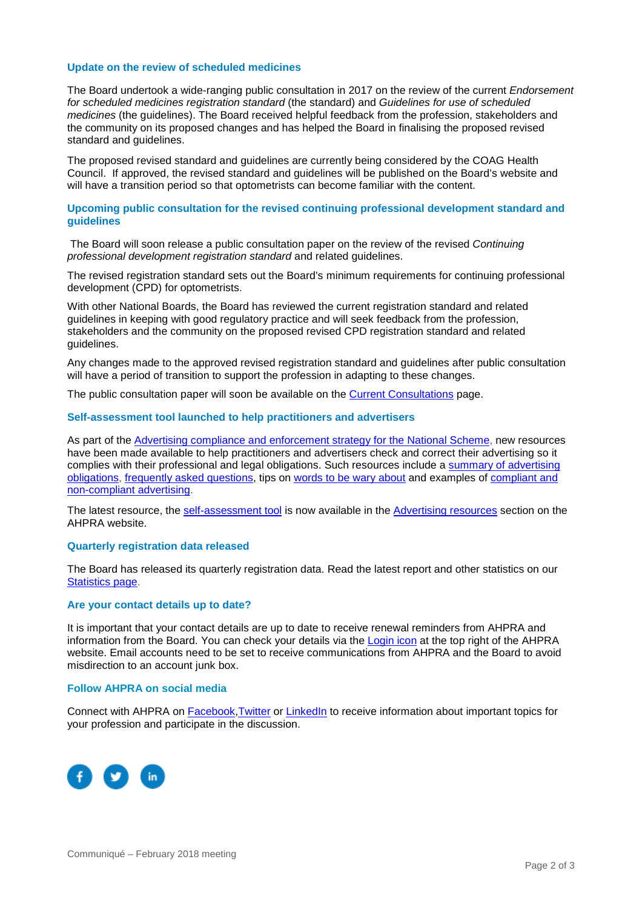### Update on the review of scheduled medicines

The Board undertook a wide-ranging public consultation in 2017 on the review of the current *Endorsement for scheduled medicines registration standard* (the standard) and *Guidelines for use of scheduled medicines* (the guidelines). The Board received helpful feedback from the profession, stakeholders and the community on its proposed changes and has helped the Board in finalising the proposed revised standard and guidelines.

The proposed revised standard and guidelines are currently being considered by the COAG Health Council. If approved, the revised standard and guidelines will be published on the Board's website and will have a transition period so that optometrists can become familiar with the content.

### Upcoming public consultation for the revised continuing professional development standard and guidelines

The Board will soon release a public consultation paper on the review of the revised *Continuing professional development registration standard* and related guidelines.

The revised registration standard sets out the Board's minimum requirements for continuing professional development (CPD) for optometrists.

With other National Boards, the Board has reviewed the current registration standard and related guidelines in keeping with good regulatory practice and will seek feedback from the profession, stakeholders and the community on the proposed revised CPD registration standard and related guidelines.

Any changes made to the approved revised registration standard and guidelines after public consultation will have a period of transition to support the profession in adapting to these changes.

The public consultation paper will soon be available on the Current Consultations page.

### Self-assessment tool launched to help practitioners and advertisers

As part of the Advertising compliance and enforcement strategy for the National Scheme, new resources have been made available to help practitioners and advertisers check and correct their advertising so it complies with their professional and legal obligations. Such resources include a summary of advertising obligations, frequently asked questions, tips on words to be wary about and examples of compliant and non-compliant advertising.

The latest resource, the self-assessment tool is now available in the Advertising resources section on the AHPRA website.

### Quarterly registration data released

The Board has released its quarterly registration data. Read the latest report and other statistics on our Statistics page.

### Are your contact details up to date?

It is important that your contact details are up to date to receive renewal reminders from AHPRA and information from the Board. You can check your details via the Login icon at the top right of the AHPRA website. Email accounts need to be set to receive communications from AHPRA and the Board to avoid misdirection to an account junk box.

### Follow AHPRA on social media

Connect with AHPRA on Facebook, Twitter or LinkedIn to receive information about important topics for your profession and participate in the discussion.

Communiqué – February 2018 meeting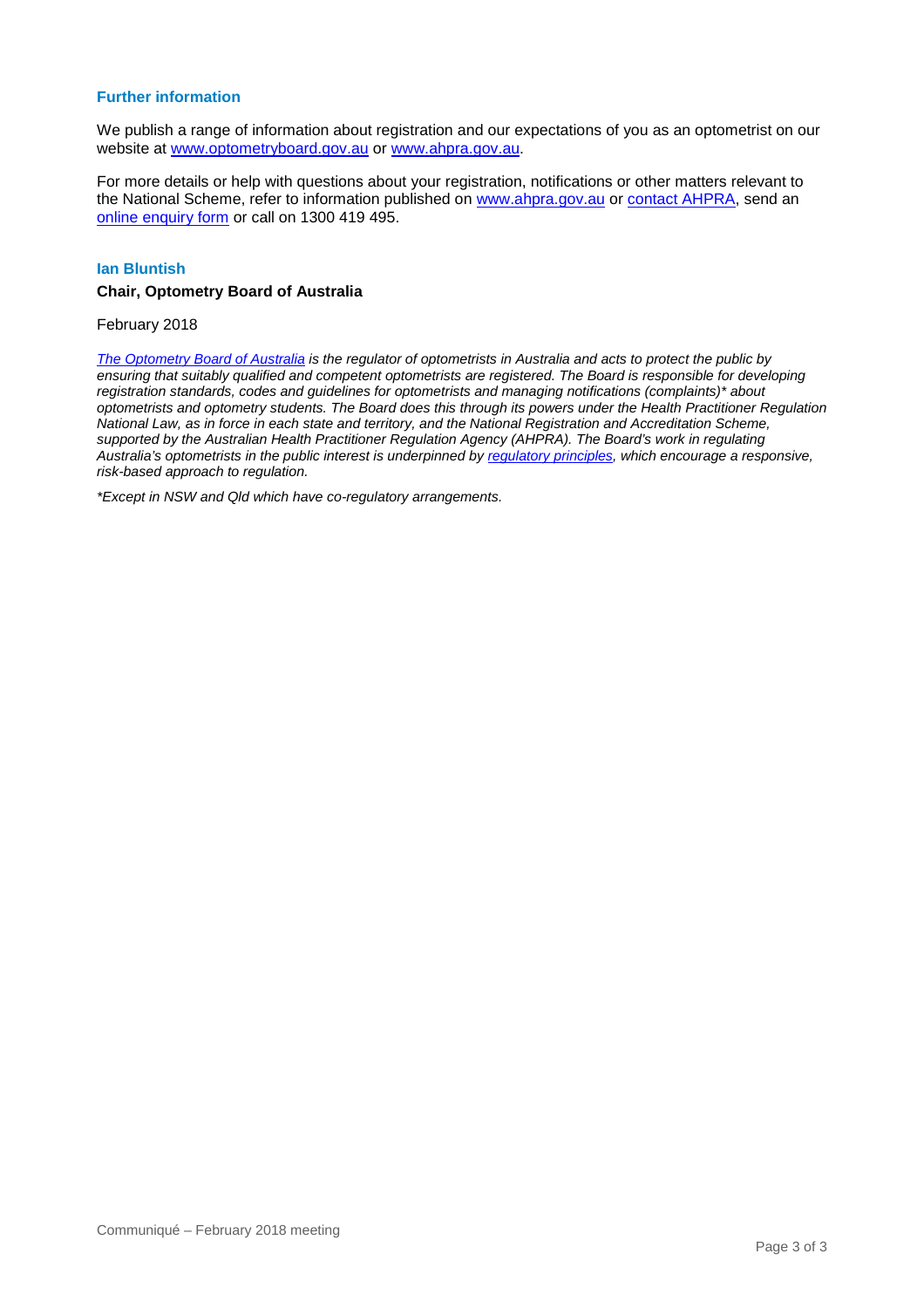## Further information

We publish a range of information about registration and our expectations of you as an optometrist on our website at www.optometryboard.gov.au or www.ahpra.gov.au.

For more details or help with questions about your registration, notifications or other matters relevant to the National Scheme, refer to information published on www.ahpra.gov.au or contact AHPRA, send an online enquiry form or call on 1300 419 495.

## Ian Bluntish

**Chair, Optometry Board of Australia**

February 2018

*The Optometry Board of Australia is the regulator of optometrists in Australia and acts to protect the public by ensuring that suitably qualified and competent optometrists are registered. The Board is responsible for developing registration standards, codes and guidelines for optometrists and managing notifications (complaints)\* about optometrists and optometry students. The Board does this through its powers under the Health Practitioner Regulation National Law, as in force in each state and territory, and the National Registration and Accreditation Scheme, supported by the Australian Health Practitioner Regulation Agency (AHPRA). The Board's work in regulating Australia's optometrists in the public interest is underpinned by regulatory principles, which encourage a responsive, risk-based approach to regulation.*

*\*Except in NSW and Qld which have co-regulatory arrangements.*